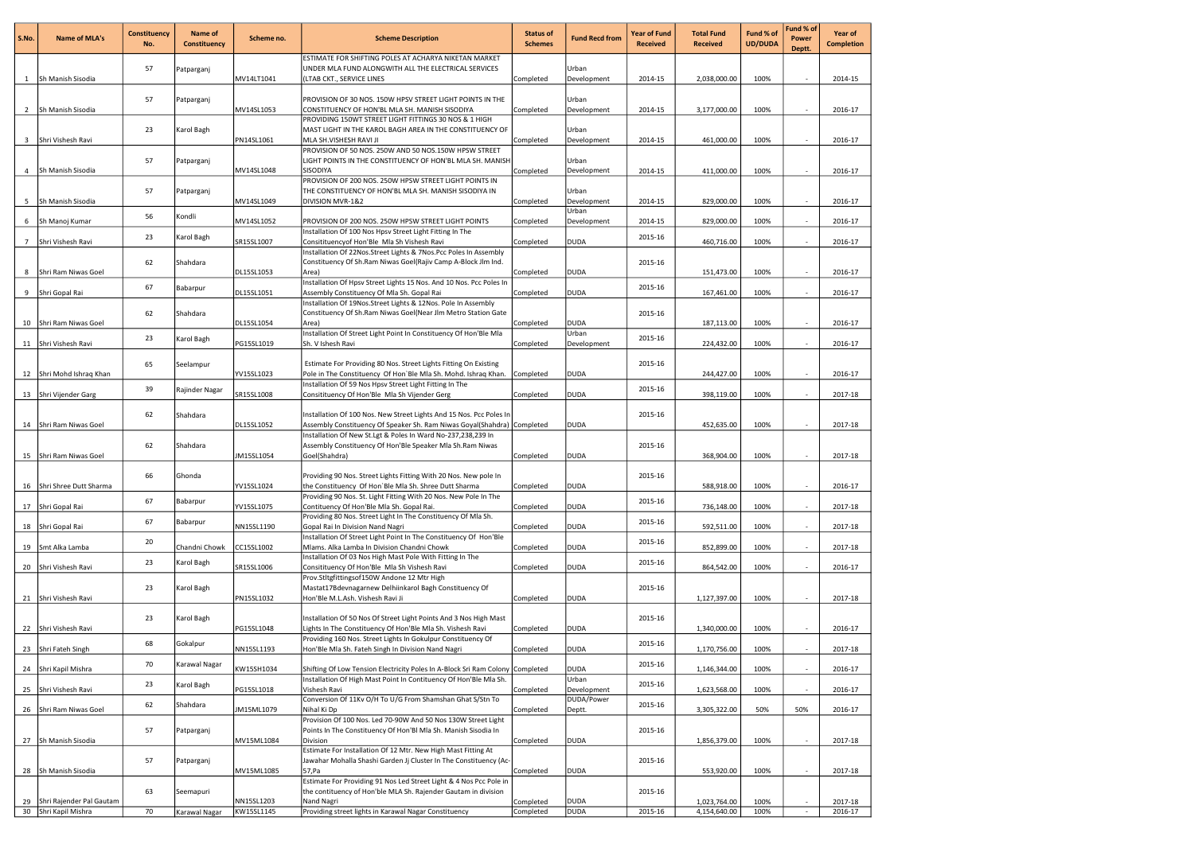| S.No. | Name of MLA's | Constituency No. | Name of Constituency | Scheme no. | Scheme Description | Status of Schemes | Fund Recd from | Year of Fund Received | Total Fund Received | Fund % of UD/DUDA | Fund % of Power Deptt. | Year of Completion |
|---|---|---|---|---|---|---|---|---|---|---|---|---|
| 1 | Sh Manish Sisodia | 57 | Patparganj | MV14LT1041 | ESTIMATE FOR SHIFTING POLES AT ACHARYA NIKETAN MARKET UNDER MLA FUND ALONGWITH ALL THE ELECTRICAL SERVICES (LTAB CKT., SERVICE LINES | Completed | Urban Development | 2014-15 | 2,038,000.00 | 100% | - | 2014-15 |
| 2 | Sh Manish Sisodia | 57 | Patparganj | MV14SL1053 | PROVISION OF 30 NOS. 150W HPSV STREET LIGHT POINTS IN THE CONSTITUENCY OF HON'BL MLA SH. MANISH SISODIYA | Completed | Urban Development | 2014-15 | 3,177,000.00 | 100% | - | 2016-17 |
| 3 | Shri Vishesh Ravi | 23 | Karol Bagh | PN14SL1061 | PROVIDING 150WT STREET LIGHT FITTINGS 30 NOS & 1 HIGH MAST LIGHT IN THE KAROL BAGH AREA IN THE CONSTITUENCY OF MLA SH.VISHESH RAVI JI | Completed | Urban Development | 2014-15 | 461,000.00 | 100% | - | 2016-17 |
| 4 | Sh Manish Sisodia | 57 | Patparganj | MV14SL1048 | PROVISION OF 50 NOS. 250W AND 50 NOS.150W HPSW STREET LIGHT POINTS IN THE CONSTITUENCY OF HON'BL MLA SH. MANISH SISODIYA | Completed | Urban Development | 2014-15 | 411,000.00 | 100% | - | 2016-17 |
| 5 | Sh Manish Sisodia | 57 | Patparganj | MV14SL1049 | PROVISION OF 200 NOS. 250W HPSW STREET LIGHT POINTS IN THE CONSTITUENCY OF HON'BL MLA SH. MANISH SISODIYA IN DIVISION MVR-1&2 | Completed | Urban Development | 2014-15 | 829,000.00 | 100% | - | 2016-17 |
| 6 | Sh Manoj Kumar | 56 | Kondli | MV14SL1052 | PROVISION OF 200 NOS. 250W HPSW STREET LIGHT POINTS | Completed | Urban Development | 2014-15 | 829,000.00 | 100% | - | 2016-17 |
| 7 | Shri Vishesh Ravi | 23 | Karol Bagh | SR15SL1007 | Installation Of 100 Nos Hpsv Street Light Fitting In The Consitituencyof Hon'Ble Mla Sh Vishesh Ravi | Completed | DUDA | 2015-16 | 460,716.00 | 100% | - | 2016-17 |
| 8 | Shri Ram Niwas Goel | 62 | Shahdara | DL15SL1053 | Installation Of 22Nos.Street Lights & 7Nos.Pcc Poles In Assembly Constituency Of Sh.Ram Niwas Goel(Rajiv Camp A-Block Jlm Ind. Area) | Completed | DUDA | 2015-16 | 151,473.00 | 100% | - | 2016-17 |
| 9 | Shri Gopal Rai | 67 | Babarpur | DL15SL1051 | Installation Of Hpsv Street Lights 15 Nos. And 10 Nos. Pcc Poles In Assembly Constituency Of Mla Sh. Gopal Rai | Completed | DUDA | 2015-16 | 167,461.00 | 100% | - | 2016-17 |
| 10 | Shri Ram Niwas Goel | 62 | Shahdara | DL15SL1054 | Installation Of 19Nos.Street Lights & 12Nos. Pole In Assembly Constituency Of Sh.Ram Niwas Goel(Near Jlm Metro Station Gate Area) | Completed | DUDA | 2015-16 | 187,113.00 | 100% | - | 2016-17 |
| 11 | Shri Vishesh Ravi | 23 | Karol Bagh | PG15SL1019 | Installation Of Street Light Point In Constituency Of Hon'Ble Mla Sh. V Ishesh Ravi | Completed | Urban Development | 2015-16 | 224,432.00 | 100% | - | 2016-17 |
| 12 | Shri Mohd Ishraq Khan | 65 | Seelampur | YV15SL1023 | Estimate For Providing 80 Nos. Street Lights Fitting On Existing Pole In The Constituency Of Hon`Ble Mla Sh. Mohd. Ishraq Khan. | Completed | DUDA | 2015-16 | 244,427.00 | 100% | - | 2016-17 |
| 13 | Shri Vijender Garg | 39 | Rajinder Nagar | SR15SL1008 | Installation Of 59 Nos Hpsv Street Light Fitting In The Consitituency Of Hon'Ble Mla Sh Vijender Gerg | Completed | DUDA | 2015-16 | 398,119.00 | 100% | - | 2017-18 |
| 14 | Shri Ram Niwas Goel | 62 | Shahdara | DL15SL1052 | Installation Of 100 Nos. New Street Lights And 15 Nos. Pcc Poles In Assembly Constituency Of Speaker Sh. Ram Niwas Goyal(Shahdra) | Completed | DUDA | 2015-16 | 452,635.00 | 100% | - | 2017-18 |
| 15 | Shri Ram Niwas Goel | 62 | Shahdara | JM15SL1054 | Installation Of New St.Lgt & Poles In Ward No-237,238,239 In Assembly Constituency Of Hon'Ble Speaker Mla Sh.Ram Niwas Goel(Shahdra) | Completed | DUDA | 2015-16 | 368,904.00 | 100% | - | 2017-18 |
| 16 | Shri Shree Dutt Sharma | 66 | Ghonda | YV15SL1024 | Providing 90 Nos. Street Lights Fitting With 20 Nos. New pole In the Constituency Of Hon`Ble Mla Sh. Shree Dutt Sharma | Completed | DUDA | 2015-16 | 588,918.00 | 100% | - | 2016-17 |
| 17 | Shri Gopal Rai | 67 | Babarpur | YV15SL1075 | Providing 90 Nos. St. Light Fitting With 20 Nos. New Pole In The Contituency Of Hon'Ble Mla Sh. Gopal Rai. | Completed | DUDA | 2015-16 | 736,148.00 | 100% | - | 2017-18 |
| 18 | Shri Gopal Rai | 67 | Babarpur | NN15SL1190 | Providing 80 Nos. Street Light In The Constituency Of Mla Sh. Gopal Rai In Division Nand Nagri | Completed | DUDA | 2015-16 | 592,511.00 | 100% | - | 2017-18 |
| 19 | Smt Alka Lamba | 20 | Chandni Chowk | CC15SL1002 | Installation Of Street Light Point In The Constituency Of Hon'Ble Mlams. Alka Lamba In Division Chandni Chowk | Completed | DUDA | 2015-16 | 852,899.00 | 100% | - | 2017-18 |
| 20 | Shri Vishesh Ravi | 23 | Karol Bagh | SR15SL1006 | Installation Of 03 Nos High Mast Pole With Fitting In The Consitituency Of Hon'Ble Mla Sh Vishesh Ravi | Completed | DUDA | 2015-16 | 864,542.00 | 100% | - | 2016-17 |
| 21 | Shri Vishesh Ravi | 23 | Karol Bagh | PN15SL1032 | Prov.Stltgfittingsof150W Andone 12 Mtr High Mastat17Bdevnagarnew Delhiinkarol Bagh Constituency Of Hon'Ble M.L.Ash. Vishesh Ravi Ji | Completed | DUDA | 2015-16 | 1,127,397.00 | 100% | - | 2017-18 |
| 22 | Shri Vishesh Ravi | 23 | Karol Bagh | PG15SL1048 | Installation Of 50 Nos Of Street Light Points And 3 Nos High Mast Lights In The Constituency Of Hon'Ble Mla Sh. Vishesh Ravi | Completed | DUDA | 2015-16 | 1,340,000.00 | 100% | - | 2016-17 |
| 23 | Shri Fateh Singh | 68 | Gokalpur | NN15SL1193 | Providing 160 Nos. Street Lights In Gokulpur Constituency Of Hon'Ble Mla Sh. Fateh Singh In Division Nand Nagri | Completed | DUDA | 2015-16 | 1,170,756.00 | 100% | - | 2017-18 |
| 24 | Shri Kapil Mishra | 70 | Karawal Nagar | KW15SH1034 | Shifting Of Low Tension Electricity Poles In A-Block Sri Ram Colony | Completed | DUDA | 2015-16 | 1,146,344.00 | 100% | - | 2016-17 |
| 25 | Shri Vishesh Ravi | 23 | Karol Bagh | PG15SL1018 | Installation Of High Mast Point In Contituency Of Hon'Ble Mla Sh. Vishesh Ravi | Completed | Urban Development | 2015-16 | 1,623,568.00 | 100% | - | 2016-17 |
| 26 | Shri Ram Niwas Goel | 62 | Shahdara | JM15ML1079 | Conversion Of 11Kv O/H To U/G From Shamshan Ghat S/Stn To Nihal Ki Dp | Completed | DUDA/Power Deptt. | 2015-16 | 3,305,322.00 | 50% | 50% | 2016-17 |
| 27 | Sh Manish Sisodia | 57 | Patparganj | MV15ML1084 | Provision Of 100 Nos. Led 70-90W And 50 Nos 130W Street Light Points In The Constituency Of Hon'Bl Mla Sh. Manish Sisodia In Division | Completed | DUDA | 2015-16 | 1,856,379.00 | 100% | - | 2017-18 |
| 28 | Sh Manish Sisodia | 57 | Patparganj | MV15ML1085 | Estimate For Installation Of 12 Mtr. New High Mast Fitting At Jawahar Mohalla Shashi Garden Jj Cluster In The Constituency (Ac-57,Pa | Completed | DUDA | 2015-16 | 553,920.00 | 100% | - | 2017-18 |
| 29 | Shri Rajender Pal Gautam | 63 | Seemapuri | NN15SL1203 | Estimate For Providing 91 Nos Led Street Light & 4 Nos Pcc Pole in the contituency of Hon'ble MLA Sh. Rajender Gautam in division Nand Nagri | Completed | DUDA | 2015-16 | 1,023,764.00 | 100% | - | 2017-18 |
| 30 | Shri Kapil Mishra | 70 | Karawal Nagar | KW15SL1145 | Providing street lights in Karawal Nagar Constituency | Completed | DUDA | 2015-16 | 4,154,640.00 | 100% | - | 2016-17 |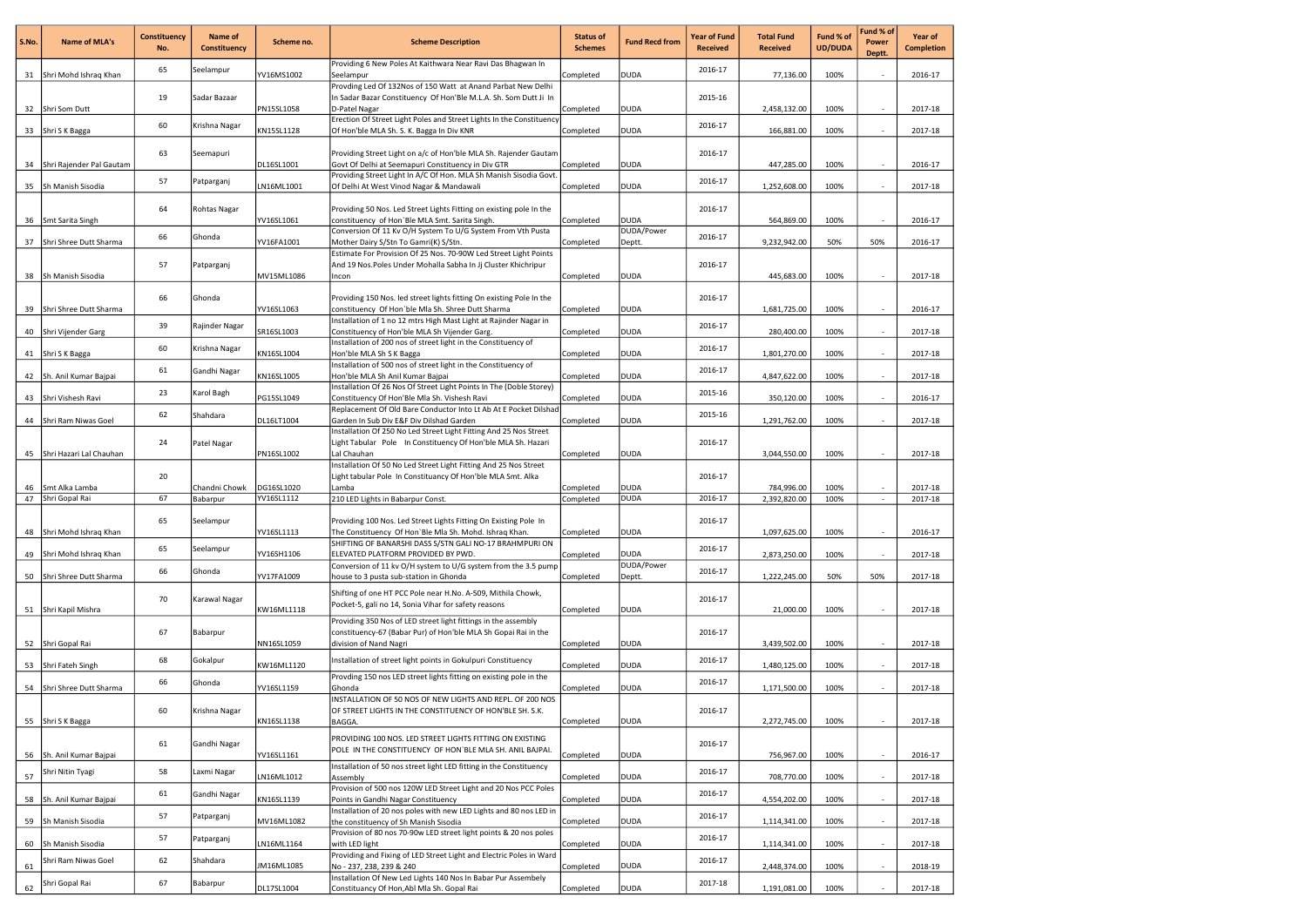| S.No. | Name of MLA's | Constituency No. | Name of Constituency | Scheme no. | Scheme Description | Status of Schemes | Fund Recd from | Year of Fund Received | Total Fund Received | Fund % of UD/DUDA | Fund % of Power Deptt. | Year of Completion |
|---|---|---|---|---|---|---|---|---|---|---|---|---|
| 31 | Shri Mohd Ishraq Khan | 65 | Seelampur | YV16MS1002 | Providing 6 New Poles At Kaithwara Near Ravi Das Bhagwan In Seelampur | Completed | DUDA | 2016-17 | 77,136.00 | 100% | - | 2016-17 |
| 32 | Shri Som Dutt | 19 | Sadar Bazaar | PN15SL1058 | Provding Led Of 132Nos of 150 Watt at Anand Parbat New Delhi In Sadar Bazar Constituency Of Hon'Ble M.L.A. Sh. Som Dutt Ji In D-Patel Nagar | Completed | DUDA | 2015-16 | 2,458,132.00 | 100% | - | 2017-18 |
| 33 | Shri S K Bagga | 60 | Krishna Nagar | KN15SL1128 | Erection Of Street Light Poles and Street Lights In the Constituency Of Hon'ble MLA Sh. S. K. Bagga In Div KNR | Completed | DUDA | 2016-17 | 166,881.00 | 100% | - | 2017-18 |
| 34 | Shri Rajender Pal Gautam | 63 | Seemapuri | DL16SL1001 | Providing Street Light on a/c of Hon'ble MLA Sh. Rajender Gautam Govt Of Delhi at Seemapuri Constituency in Div GTR | Completed | DUDA | 2016-17 | 447,285.00 | 100% | - | 2016-17 |
| 35 | Sh Manish Sisodia | 57 | Patparganj | LN16ML1001 | Providing Street Light In A/C Of Hon. MLA Sh Manish Sisodia Govt. Of Delhi At West Vinod Nagar & Mandawali | Completed | DUDA | 2016-17 | 1,252,608.00 | 100% | - | 2017-18 |
| 36 | Smt Sarita Singh | 64 | Rohtas Nagar | YV16SL1061 | Providing 50 Nos. Led Street Lights Fitting on existing pole In the constituency of Hon`Ble MLA Smt. Sarita Singh. | Completed | DUDA | 2016-17 | 564,869.00 | 100% | - | 2016-17 |
| 37 | Shri Shree Dutt Sharma | 66 | Ghonda | YV16FA1001 | Conversion Of 11 Kv O/H System To U/G System From Vth Pusta Mother Dairy S/Stn To Gamri(K) S/Stn. | Completed | DUDA/Power Deptt. | 2016-17 | 9,232,942.00 | 50% | 50% | 2016-17 |
| 38 | Sh Manish Sisodia | 57 | Patparganj | MV15ML1086 | Estimate For Provision Of 25 Nos. 70-90W Led Street Light Points And 19 Nos.Poles Under Mohalla Sabha In Jj Cluster Khichripur Incon | Completed | DUDA | 2016-17 | 445,683.00 | 100% | - | 2017-18 |
| 39 | Shri Shree Dutt Sharma | 66 | Ghonda | YV16SL1063 | Providing 150 Nos. led street lights fitting On existing Pole In the constituency Of Hon`ble Mla Sh. Shree Dutt Sharma | Completed | DUDA | 2016-17 | 1,681,725.00 | 100% | - | 2016-17 |
| 40 | Shri Vijender Garg | 39 | Rajinder Nagar | SR16SL1003 | Installation of 1 no 12 mtrs High Mast Light at Rajinder Nagar in Constituency of Hon'ble MLA Sh Vijender Garg. | Completed | DUDA | 2016-17 | 280,400.00 | 100% | - | 2017-18 |
| 41 | Shri S K Bagga | 60 | Krishna Nagar | KN16SL1004 | Installation of 200 nos of street light in the Constituency of Hon'ble MLA Sh S K Bagga | Completed | DUDA | 2016-17 | 1,801,270.00 | 100% | - | 2017-18 |
| 42 | Sh. Anil Kumar Bajpai | 61 | Gandhi Nagar | KN16SL1005 | Installation of 500 nos of street light in the Constituency of Hon'ble MLA Sh Anil Kumar Bajpai | Completed | DUDA | 2016-17 | 4,847,622.00 | 100% | - | 2017-18 |
| 43 | Shri Vishesh Ravi | 23 | Karol Bagh | PG15SL1049 | Installation Of 26 Nos Of Street Light Points In The (Doble Storey) Constituency Of Hon'Ble Mla Sh. Vishesh Ravi | Completed | DUDA | 2015-16 | 350,120.00 | 100% | - | 2016-17 |
| 44 | Shri Ram Niwas Goel | 62 | Shahdara | DL16LT1004 | Replacement Of Old Bare Conductor Into Lt Ab At E Pocket Dilshad Garden In Sub Div E&F Div Dilshad Garden | Completed | DUDA | 2015-16 | 1,291,762.00 | 100% | - | 2017-18 |
| 45 | Shri Hazari Lal Chauhan | 24 | Patel Nagar | PN16SL1002 | Installation Of 250 No Led Street Light Fitting And 25 Nos Street Light Tabular Pole In Constituency Of Hon'ble MLA Sh. Hazari Lal Chauhan | Completed | DUDA | 2016-17 | 3,044,550.00 | 100% | - | 2017-18 |
| 46 | Smt Alka Lamba | 20 | Chandni Chowk | DG16SL1020 | Installation Of 50 No Led Street Light Fitting And 25 Nos Street Light tabular Pole In Constituancy Of Hon'ble MLA Smt. Alka Lamba | Completed | DUDA | 2016-17 | 784,996.00 | 100% | - | 2017-18 |
| 47 | Shri Gopal Rai | 67 | Babarpur | YV16SL1112 | 210 LED Lights in Babarpur Const. | Completed | DUDA | 2016-17 | 2,392,820.00 | 100% | - | 2017-18 |
| 48 | Shri Mohd Ishraq Khan | 65 | Seelampur | YV16SL1113 | Providing 100 Nos. Led Street Lights Fitting On Existing Pole In The Constituency Of Hon`Ble Mla Sh. Mohd. Ishraq Khan. | Completed | DUDA | 2016-17 | 1,097,625.00 | 100% | - | 2016-17 |
| 49 | Shri Mohd Ishraq Khan | 65 | Seelampur | YV16SH1106 | SHIFTING OF BANARSHI DASS S/STN GALI NO-17 BRAHMPURI ON ELEVATED PLATFORM PROVIDED BY PWD. | Completed | DUDA | 2016-17 | 2,873,250.00 | 100% | - | 2017-18 |
| 50 | Shri Shree Dutt Sharma | 66 | Ghonda | YV17FA1009 | Conversion of 11 kv O/H system to U/G system from the 3.5 pump house to 3 pusta sub-station in Ghonda | Completed | DUDA/Power Deptt. | 2016-17 | 1,222,245.00 | 50% | 50% | 2017-18 |
| 51 | Shri Kapil Mishra | 70 | Karawal Nagar | KW16ML1118 | Shifting of one HT PCC Pole near H.No. A-509, Mithila Chowk, Pocket-5, gali no 14, Sonia Vihar for safety reasons | Completed | DUDA | 2016-17 | 21,000.00 | 100% | - | 2017-18 |
| 52 | Shri Gopal Rai | 67 | Babarpur | NN16SL1059 | Providing 350 Nos of LED street light fittings in the assembly constituency-67 (Babar Pur) of Hon'ble MLA Sh Gopai Rai in the division of Nand Nagri | Completed | DUDA | 2016-17 | 3,439,502.00 | 100% | - | 2017-18 |
| 53 | Shri Fateh Singh | 68 | Gokalpur | KW16ML1120 | Installation of street light points in Gokulpuri Constituency | Completed | DUDA | 2016-17 | 1,480,125.00 | 100% | - | 2017-18 |
| 54 | Shri Shree Dutt Sharma | 66 | Ghonda | YV16SL1159 | Provding 150 nos LED street lights fitting on existing pole in the Ghonda | Completed | DUDA | 2016-17 | 1,171,500.00 | 100% | - | 2017-18 |
| 55 | Shri S K Bagga | 60 | Krishna Nagar | KN16SL1138 | INSTALLATION OF 50 NOS OF NEW LIGHTS AND REPL. OF 200 NOS OF STREET LIGHTS IN THE CONSTITUENCY OF HON'BLE SH. S.K. BAGGA. | Completed | DUDA | 2016-17 | 2,272,745.00 | 100% | - | 2017-18 |
| 56 | Sh. Anil Kumar Bajpai | 61 | Gandhi Nagar | YV16SL1161 | PROVIDING 100 NOS. LED STREET LIGHTS FITTING ON EXISTING POLE IN THE CONSTITUENCY OF HON`BLE MLA SH. ANIL BAJPAI. | Completed | DUDA | 2016-17 | 756,967.00 | 100% | - | 2016-17 |
| 57 | Shri Nitin Tyagi | 58 | Laxmi Nagar | LN16ML1012 | Installation of 50 nos street light LED fitting in the Constituency Assembly | Completed | DUDA | 2016-17 | 708,770.00 | 100% | - | 2017-18 |
| 58 | Sh. Anil Kumar Bajpai | 61 | Gandhi Nagar | KN16SL1139 | Provision of 500 nos 120W LED Street Light and 20 Nos PCC Poles Points in Gandhi Nagar Constituency | Completed | DUDA | 2016-17 | 4,554,202.00 | 100% | - | 2017-18 |
| 59 | Sh Manish Sisodia | 57 | Patparganj | MV16ML1082 | Installation of 20 nos poles with new LED Lights and 80 nos LED in the constituency of Sh Manish Sisodia | Completed | DUDA | 2016-17 | 1,114,341.00 | 100% | - | 2017-18 |
| 60 | Sh Manish Sisodia | 57 | Patparganj | LN16ML1164 | Provision of 80 nos 70-90w LED street light points & 20 nos poles with LED light | Completed | DUDA | 2016-17 | 1,114,341.00 | 100% | - | 2017-18 |
| 61 | Shri Ram Niwas Goel | 62 | Shahdara | JM16ML1085 | Providing and Fixing of LED Street Light and Electric Poles in Ward No - 237, 238, 239 & 240 | Completed | DUDA | 2016-17 | 2,448,374.00 | 100% | - | 2018-19 |
| 62 | Shri Gopal Rai | 67 | Babarpur | DL17SL1004 | Installation Of New Led Lights 140 Nos In Babar Pur Assembely Constituancy Of Hon,Abl Mla Sh. Gopal Rai | Completed | DUDA | 2017-18 | 1,191,081.00 | 100% | - | 2017-18 |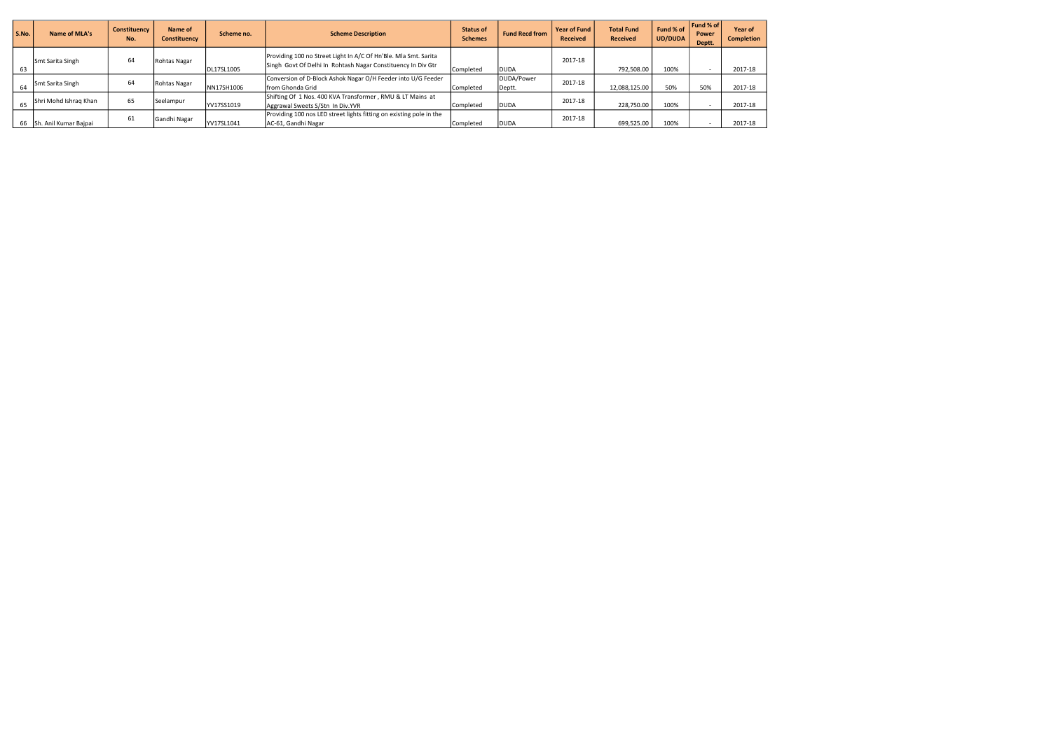| S.No. | Name of MLA's | Constituency No. | Name of Constituency | Scheme no. | Scheme Description | Status of Schemes | Fund Recd from | Year of Fund Received | Total Fund Received | Fund % of UD/DUDA | Fund % of Power Deptt. | Year of Completion |
|---|---|---|---|---|---|---|---|---|---|---|---|---|
| 63 | Smt Sarita Singh | 64 | Rohtas Nagar | DL17SL1005 | Providing 100 no Street Light In A/C Of Hn'Ble. Mla Smt. Sarita Singh Govt Of Delhi In Rohtash Nagar Constituency In Div Gtr | Completed | DUDA | 2017-18 | 792,508.00 | 100% | - | 2017-18 |
| 64 | Smt Sarita Singh | 64 | Rohtas Nagar | NN17SH1006 | Conversion of D-Block Ashok Nagar O/H Feeder into U/G Feeder from Ghonda Grid | Completed | DUDA/Power Deptt. | 2017-18 | 12,088,125.00 | 50% | 50% | 2017-18 |
| 65 | Shri Mohd Ishraq Khan | 65 | Seelampur | YV17SS1019 | Shifting Of 1 Nos. 400 KVA Transformer , RMU & LT Mains at Aggrawal Sweets S/Stn In Div.YVR | Completed | DUDA | 2017-18 | 228,750.00 | 100% | - | 2017-18 |
| 66 | Sh. Anil Kumar Bajpai | 61 | Gandhi Nagar | YV17SL1041 | Providing 100 nos LED street lights fitting on existing pole in the AC-61, Gandhi Nagar | Completed | DUDA | 2017-18 | 699,525.00 | 100% | - | 2017-18 |